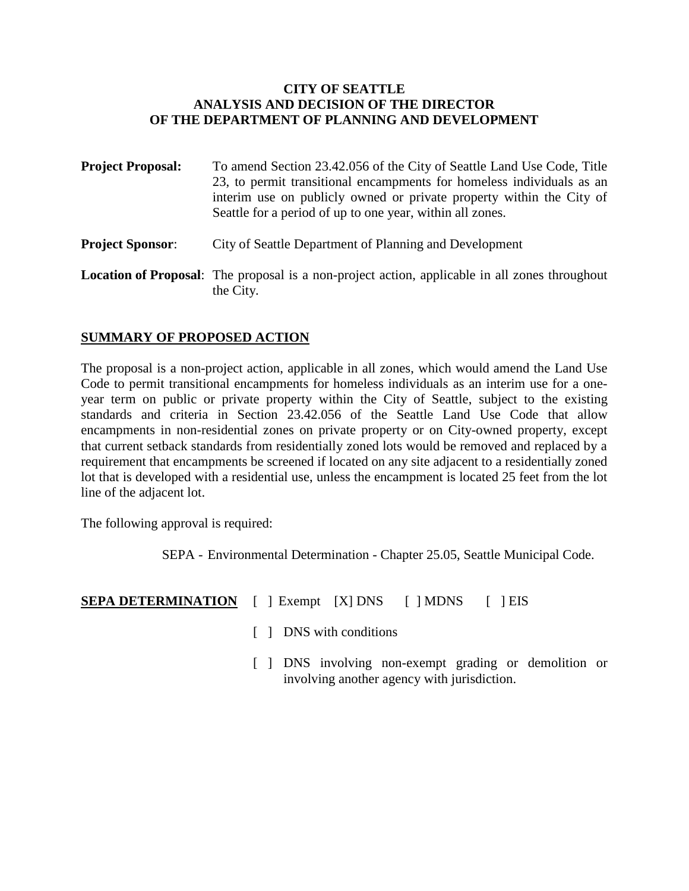**CITY OF SEATTLE**
**ANALYSIS AND DECISION OF THE DIRECTOR**
**OF THE DEPARTMENT OF PLANNING AND DEVELOPMENT**

**Project Proposal:** To amend Section 23.42.056 of the City of Seattle Land Use Code, Title 23, to permit transitional encampments for homeless individuals as an interim use on publicly owned or private property within the City of Seattle for a period of up to one year, within all zones.

**Project Sponsor**: City of Seattle Department of Planning and Development

**Location of Proposal**: The proposal is a non-project action, applicable in all zones throughout the City.

## SUMMARY OF PROPOSED ACTION

The proposal is a non-project action, applicable in all zones, which would amend the Land Use Code to permit transitional encampments for homeless individuals as an interim use for a one-year term on public or private property within the City of Seattle, subject to the existing standards and criteria in Section 23.42.056 of the Seattle Land Use Code that allow encampments in non-residential zones on private property or on City-owned property, except that current setback standards from residentially zoned lots would be removed and replaced by a requirement that encampments be screened if located on any site adjacent to a residentially zoned lot that is developed with a residential use, unless the encampment is located 25 feet from the lot line of the adjacent lot.

The following approval is required:

SEPA - Environmental Determination - Chapter 25.05, Seattle Municipal Code.

**SEPA DETERMINATION** [ ] Exempt [X] DNS [ ] MDNS [ ] EIS

[ ] DNS with conditions

[ ] DNS involving non-exempt grading or demolition or involving another agency with jurisdiction.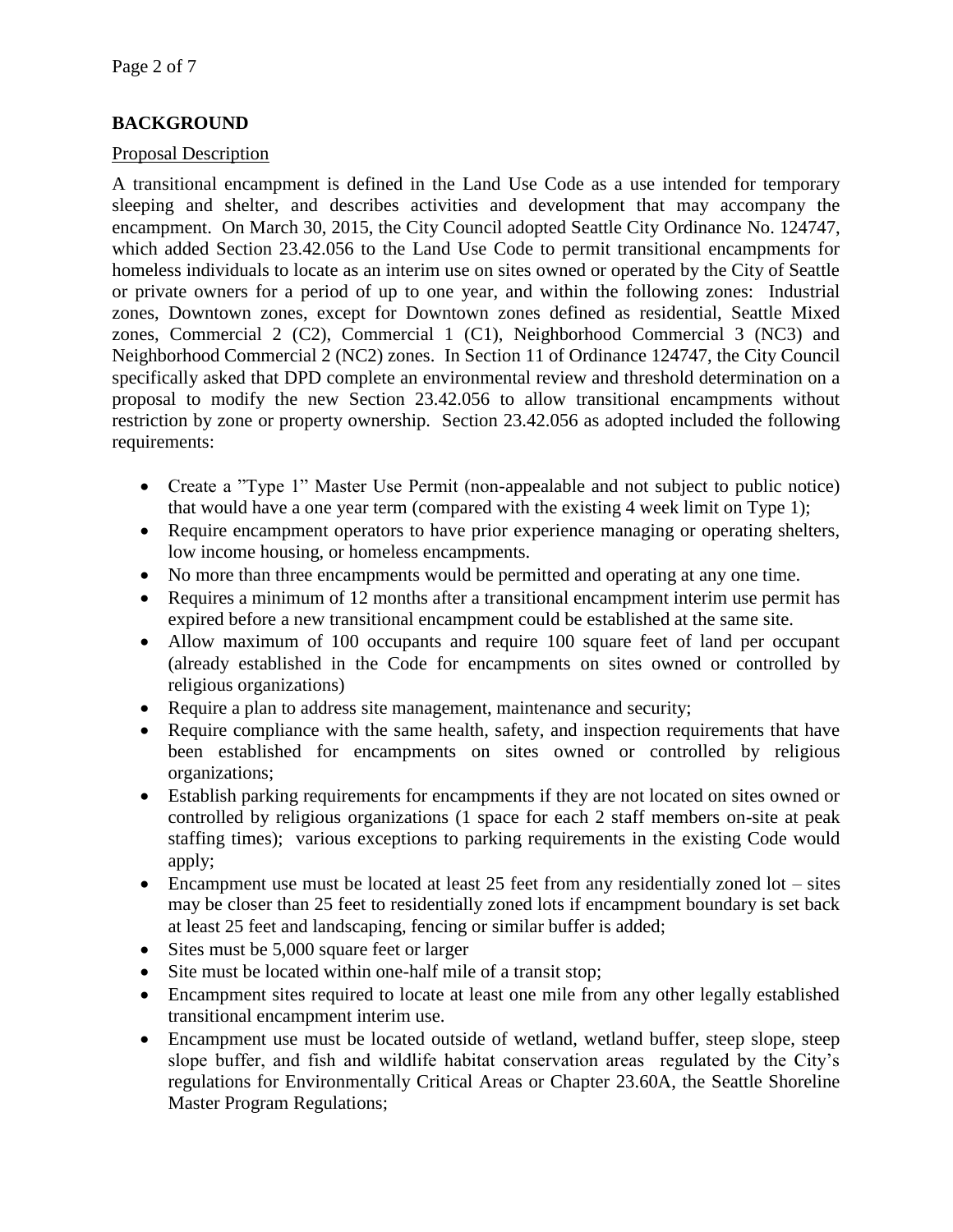## BACKGROUND

Proposal Description

A transitional encampment is defined in the Land Use Code as a use intended for temporary sleeping and shelter, and describes activities and development that may accompany the encampment. On March 30, 2015, the City Council adopted Seattle City Ordinance No. 124747, which added Section 23.42.056 to the Land Use Code to permit transitional encampments for homeless individuals to locate as an interim use on sites owned or operated by the City of Seattle or private owners for a period of up to one year, and within the following zones: Industrial zones, Downtown zones, except for Downtown zones defined as residential, Seattle Mixed zones, Commercial 2 (C2), Commercial 1 (C1), Neighborhood Commercial 3 (NC3) and Neighborhood Commercial 2 (NC2) zones. In Section 11 of Ordinance 124747, the City Council specifically asked that DPD complete an environmental review and threshold determination on a proposal to modify the new Section 23.42.056 to allow transitional encampments without restriction by zone or property ownership. Section 23.42.056 as adopted included the following requirements:

- Create a "Type 1" Master Use Permit (non-appealable and not subject to public notice) that would have a one year term (compared with the existing 4 week limit on Type 1);
- Require encampment operators to have prior experience managing or operating shelters, low income housing, or homeless encampments.
- No more than three encampments would be permitted and operating at any one time.
- Requires a minimum of 12 months after a transitional encampment interim use permit has expired before a new transitional encampment could be established at the same site.
- Allow maximum of 100 occupants and require 100 square feet of land per occupant (already established in the Code for encampments on sites owned or controlled by religious organizations)
- Require a plan to address site management, maintenance and security;
- Require compliance with the same health, safety, and inspection requirements that have been established for encampments on sites owned or controlled by religious organizations;
- Establish parking requirements for encampments if they are not located on sites owned or controlled by religious organizations (1 space for each 2 staff members on-site at peak staffing times); various exceptions to parking requirements in the existing Code would apply;
- Encampment use must be located at least 25 feet from any residentially zoned lot – sites may be closer than 25 feet to residentially zoned lots if encampment boundary is set back at least 25 feet and landscaping, fencing or similar buffer is added;
- Sites must be 5,000 square feet or larger
- Site must be located within one-half mile of a transit stop;
- Encampment sites required to locate at least one mile from any other legally established transitional encampment interim use.
- Encampment use must be located outside of wetland, wetland buffer, steep slope, steep slope buffer, and fish and wildlife habitat conservation areas regulated by the City's regulations for Environmentally Critical Areas or Chapter 23.60A, the Seattle Shoreline Master Program Regulations;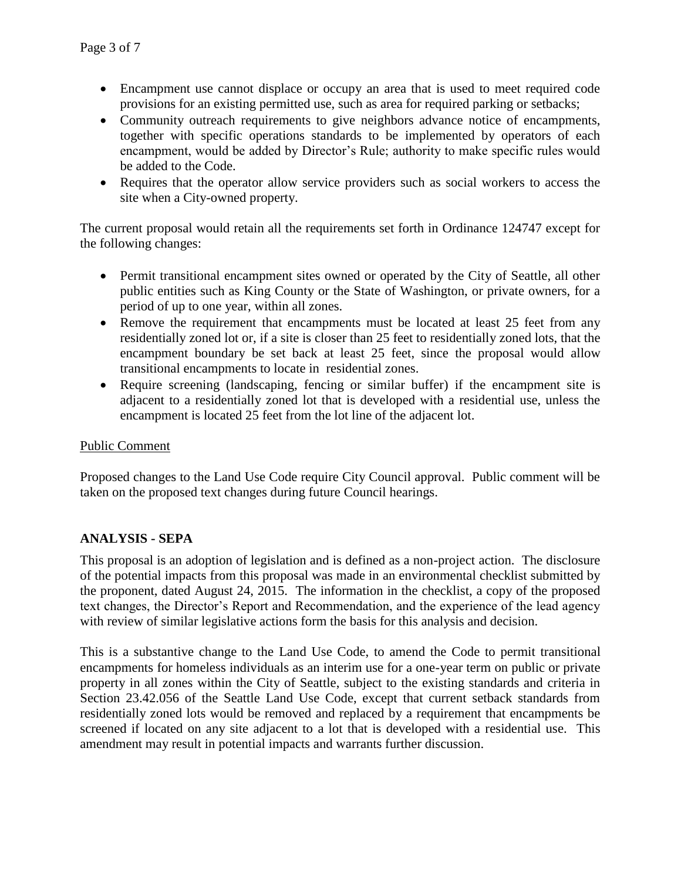- Encampment use cannot displace or occupy an area that is used to meet required code provisions for an existing permitted use, such as area for required parking or setbacks;
- Community outreach requirements to give neighbors advance notice of encampments, together with specific operations standards to be implemented by operators of each encampment, would be added by Director's Rule; authority to make specific rules would be added to the Code.
- Requires that the operator allow service providers such as social workers to access the site when a City-owned property.

The current proposal would retain all the requirements set forth in Ordinance 124747 except for the following changes:

- Permit transitional encampment sites owned or operated by the City of Seattle, all other public entities such as King County or the State of Washington, or private owners, for a period of up to one year, within all zones.
- Remove the requirement that encampments must be located at least 25 feet from any residentially zoned lot or, if a site is closer than 25 feet to residentially zoned lots, that the encampment boundary be set back at least 25 feet, since the proposal would allow transitional encampments to locate in residential zones.
- Require screening (landscaping, fencing or similar buffer) if the encampment site is adjacent to a residentially zoned lot that is developed with a residential use, unless the encampment is located 25 feet from the lot line of the adjacent lot.

Public Comment

Proposed changes to the Land Use Code require City Council approval. Public comment will be taken on the proposed text changes during future Council hearings.

## ANALYSIS - SEPA

This proposal is an adoption of legislation and is defined as a non-project action. The disclosure of the potential impacts from this proposal was made in an environmental checklist submitted by the proponent, dated August 24, 2015. The information in the checklist, a copy of the proposed text changes, the Director's Report and Recommendation, and the experience of the lead agency with review of similar legislative actions form the basis for this analysis and decision.

This is a substantive change to the Land Use Code, to amend the Code to permit transitional encampments for homeless individuals as an interim use for a one-year term on public or private property in all zones within the City of Seattle, subject to the existing standards and criteria in Section 23.42.056 of the Seattle Land Use Code, except that current setback standards from residentially zoned lots would be removed and replaced by a requirement that encampments be screened if located on any site adjacent to a lot that is developed with a residential use. This amendment may result in potential impacts and warrants further discussion.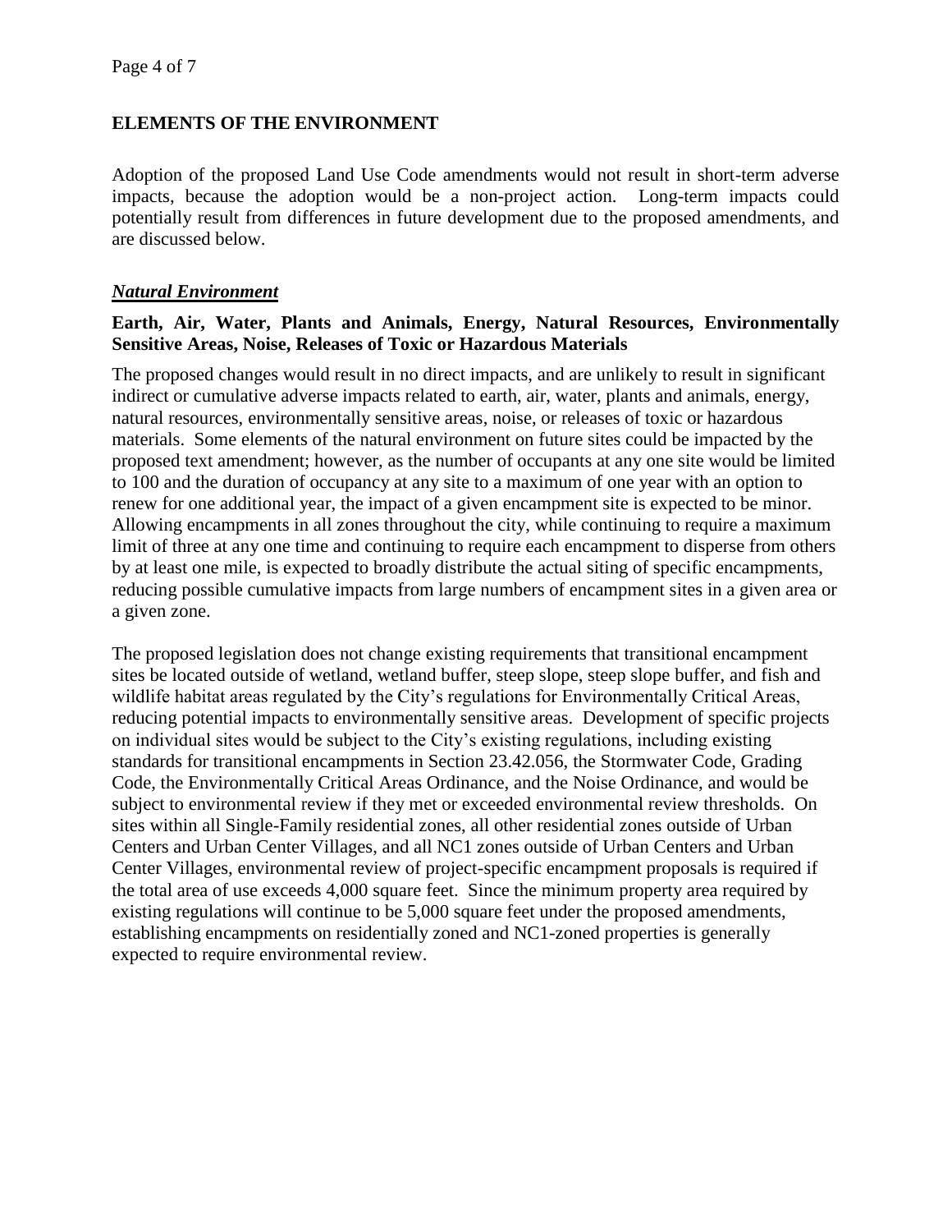## ELEMENTS OF THE ENVIRONMENT

Adoption of the proposed Land Use Code amendments would not result in short-term adverse impacts, because the adoption would be a non-project action. Long-term impacts could potentially result from differences in future development due to the proposed amendments, and are discussed below.

### ***Natural Environment***

**Earth, Air, Water, Plants and Animals, Energy, Natural Resources, Environmentally Sensitive Areas, Noise, Releases of Toxic or Hazardous Materials**

The proposed changes would result in no direct impacts, and are unlikely to result in significant indirect or cumulative adverse impacts related to earth, air, water, plants and animals, energy, natural resources, environmentally sensitive areas, noise, or releases of toxic or hazardous materials. Some elements of the natural environment on future sites could be impacted by the proposed text amendment; however, as the number of occupants at any one site would be limited to 100 and the duration of occupancy at any site to a maximum of one year with an option to renew for one additional year, the impact of a given encampment site is expected to be minor. Allowing encampments in all zones throughout the city, while continuing to require a maximum limit of three at any one time and continuing to require each encampment to disperse from others by at least one mile, is expected to broadly distribute the actual siting of specific encampments, reducing possible cumulative impacts from large numbers of encampment sites in a given area or a given zone.

The proposed legislation does not change existing requirements that transitional encampment sites be located outside of wetland, wetland buffer, steep slope, steep slope buffer, and fish and wildlife habitat areas regulated by the City's regulations for Environmentally Critical Areas, reducing potential impacts to environmentally sensitive areas. Development of specific projects on individual sites would be subject to the City's existing regulations, including existing standards for transitional encampments in Section 23.42.056, the Stormwater Code, Grading Code, the Environmentally Critical Areas Ordinance, and the Noise Ordinance, and would be subject to environmental review if they met or exceeded environmental review thresholds. On sites within all Single-Family residential zones, all other residential zones outside of Urban Centers and Urban Center Villages, and all NC1 zones outside of Urban Centers and Urban Center Villages, environmental review of project-specific encampment proposals is required if the total area of use exceeds 4,000 square feet. Since the minimum property area required by existing regulations will continue to be 5,000 square feet under the proposed amendments, establishing encampments on residentially zoned and NC1-zoned properties is generally expected to require environmental review.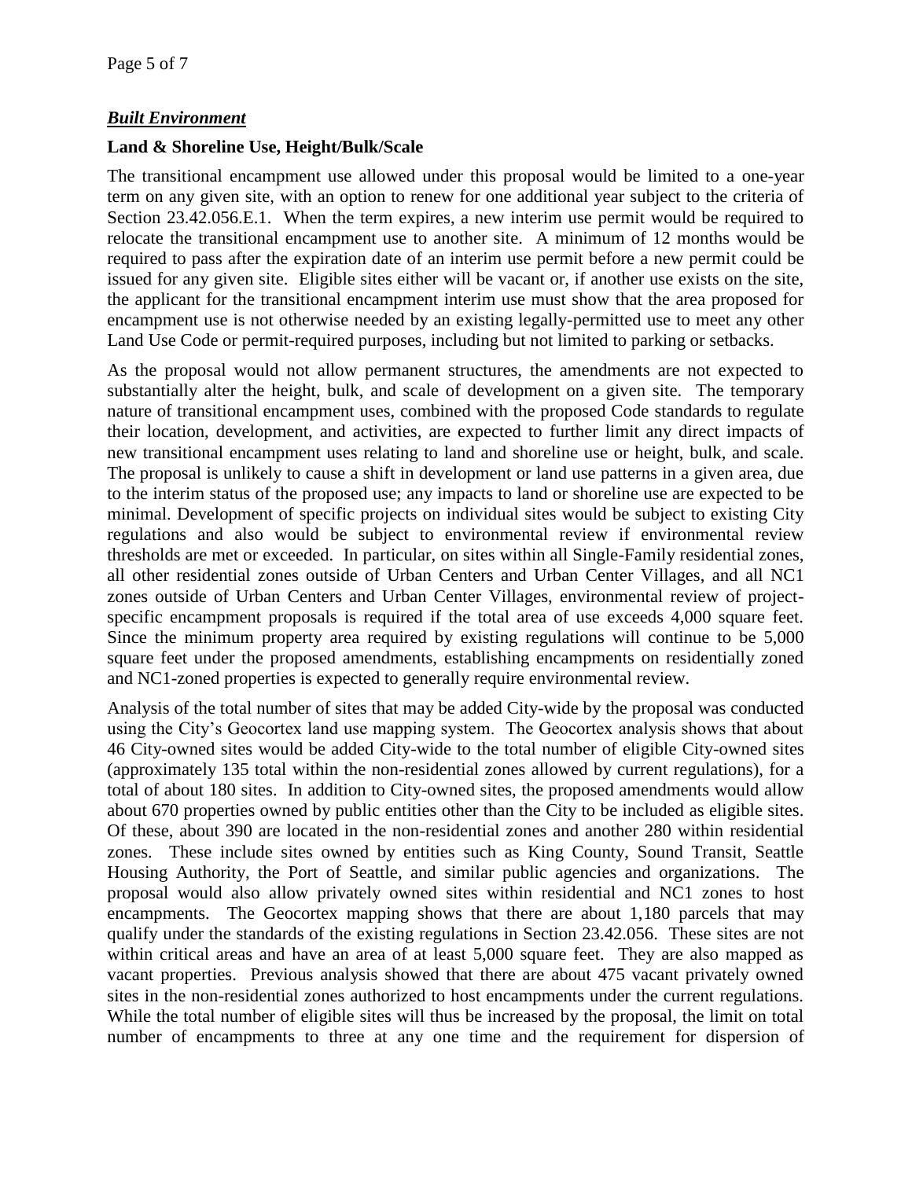## ***Built Environment***

### **Land & Shoreline Use, Height/Bulk/Scale**

The transitional encampment use allowed under this proposal would be limited to a one-year term on any given site, with an option to renew for one additional year subject to the criteria of Section 23.42.056.E.1. When the term expires, a new interim use permit would be required to relocate the transitional encampment use to another site. A minimum of 12 months would be required to pass after the expiration date of an interim use permit before a new permit could be issued for any given site. Eligible sites either will be vacant or, if another use exists on the site, the applicant for the transitional encampment interim use must show that the area proposed for encampment use is not otherwise needed by an existing legally-permitted use to meet any other Land Use Code or permit-required purposes, including but not limited to parking or setbacks.

As the proposal would not allow permanent structures, the amendments are not expected to substantially alter the height, bulk, and scale of development on a given site. The temporary nature of transitional encampment uses, combined with the proposed Code standards to regulate their location, development, and activities, are expected to further limit any direct impacts of new transitional encampment uses relating to land and shoreline use or height, bulk, and scale. The proposal is unlikely to cause a shift in development or land use patterns in a given area, due to the interim status of the proposed use; any impacts to land or shoreline use are expected to be minimal. Development of specific projects on individual sites would be subject to existing City regulations and also would be subject to environmental review if environmental review thresholds are met or exceeded. In particular, on sites within all Single-Family residential zones, all other residential zones outside of Urban Centers and Urban Center Villages, and all NC1 zones outside of Urban Centers and Urban Center Villages, environmental review of project-specific encampment proposals is required if the total area of use exceeds 4,000 square feet. Since the minimum property area required by existing regulations will continue to be 5,000 square feet under the proposed amendments, establishing encampments on residentially zoned and NC1-zoned properties is expected to generally require environmental review.

Analysis of the total number of sites that may be added City-wide by the proposal was conducted using the City's Geocortex land use mapping system. The Geocortex analysis shows that about 46 City-owned sites would be added City-wide to the total number of eligible City-owned sites (approximately 135 total within the non-residential zones allowed by current regulations), for a total of about 180 sites. In addition to City-owned sites, the proposed amendments would allow about 670 properties owned by public entities other than the City to be included as eligible sites. Of these, about 390 are located in the non-residential zones and another 280 within residential zones. These include sites owned by entities such as King County, Sound Transit, Seattle Housing Authority, the Port of Seattle, and similar public agencies and organizations. The proposal would also allow privately owned sites within residential and NC1 zones to host encampments. The Geocortex mapping shows that there are about 1,180 parcels that may qualify under the standards of the existing regulations in Section 23.42.056. These sites are not within critical areas and have an area of at least 5,000 square feet. They are also mapped as vacant properties. Previous analysis showed that there are about 475 vacant privately owned sites in the non-residential zones authorized to host encampments under the current regulations. While the total number of eligible sites will thus be increased by the proposal, the limit on total number of encampments to three at any one time and the requirement for dispersion of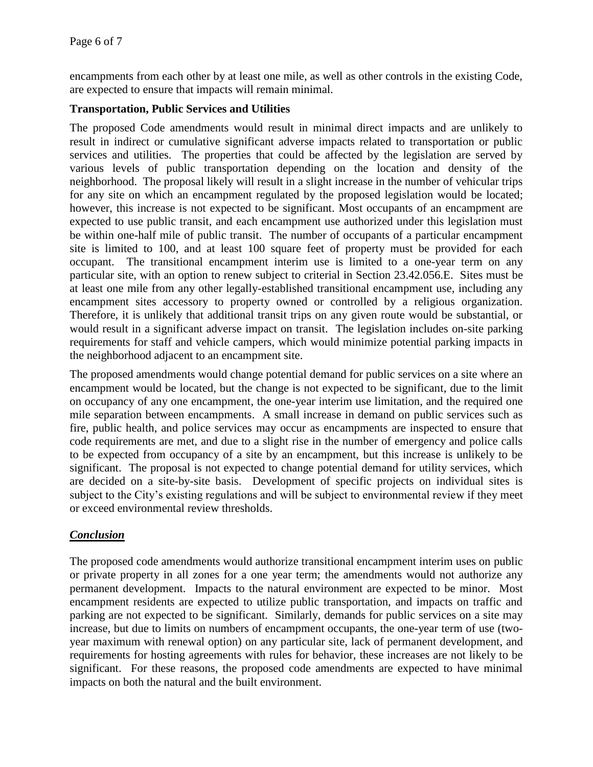encampments from each other by at least one mile, as well as other controls in the existing Code, are expected to ensure that impacts will remain minimal.

**Transportation, Public Services and Utilities**

The proposed Code amendments would result in minimal direct impacts and are unlikely to result in indirect or cumulative significant adverse impacts related to transportation or public services and utilities. The properties that could be affected by the legislation are served by various levels of public transportation depending on the location and density of the neighborhood. The proposal likely will result in a slight increase in the number of vehicular trips for any site on which an encampment regulated by the proposed legislation would be located; however, this increase is not expected to be significant. Most occupants of an encampment are expected to use public transit, and each encampment use authorized under this legislation must be within one-half mile of public transit. The number of occupants of a particular encampment site is limited to 100, and at least 100 square feet of property must be provided for each occupant. The transitional encampment interim use is limited to a one-year term on any particular site, with an option to renew subject to criterial in Section 23.42.056.E. Sites must be at least one mile from any other legally-established transitional encampment use, including any encampment sites accessory to property owned or controlled by a religious organization. Therefore, it is unlikely that additional transit trips on any given route would be substantial, or would result in a significant adverse impact on transit. The legislation includes on-site parking requirements for staff and vehicle campers, which would minimize potential parking impacts in the neighborhood adjacent to an encampment site.

The proposed amendments would change potential demand for public services on a site where an encampment would be located, but the change is not expected to be significant, due to the limit on occupancy of any one encampment, the one-year interim use limitation, and the required one mile separation between encampments. A small increase in demand on public services such as fire, public health, and police services may occur as encampments are inspected to ensure that code requirements are met, and due to a slight rise in the number of emergency and police calls to be expected from occupancy of a site by an encampment, but this increase is unlikely to be significant. The proposal is not expected to change potential demand for utility services, which are decided on a site-by-site basis. Development of specific projects on individual sites is subject to the City's existing regulations and will be subject to environmental review if they meet or exceed environmental review thresholds.

***Conclusion***

The proposed code amendments would authorize transitional encampment interim uses on public or private property in all zones for a one year term; the amendments would not authorize any permanent development. Impacts to the natural environment are expected to be minor. Most encampment residents are expected to utilize public transportation, and impacts on traffic and parking are not expected to be significant. Similarly, demands for public services on a site may increase, but due to limits on numbers of encampment occupants, the one-year term of use (two-year maximum with renewal option) on any particular site, lack of permanent development, and requirements for hosting agreements with rules for behavior, these increases are not likely to be significant. For these reasons, the proposed code amendments are expected to have minimal impacts on both the natural and the built environment.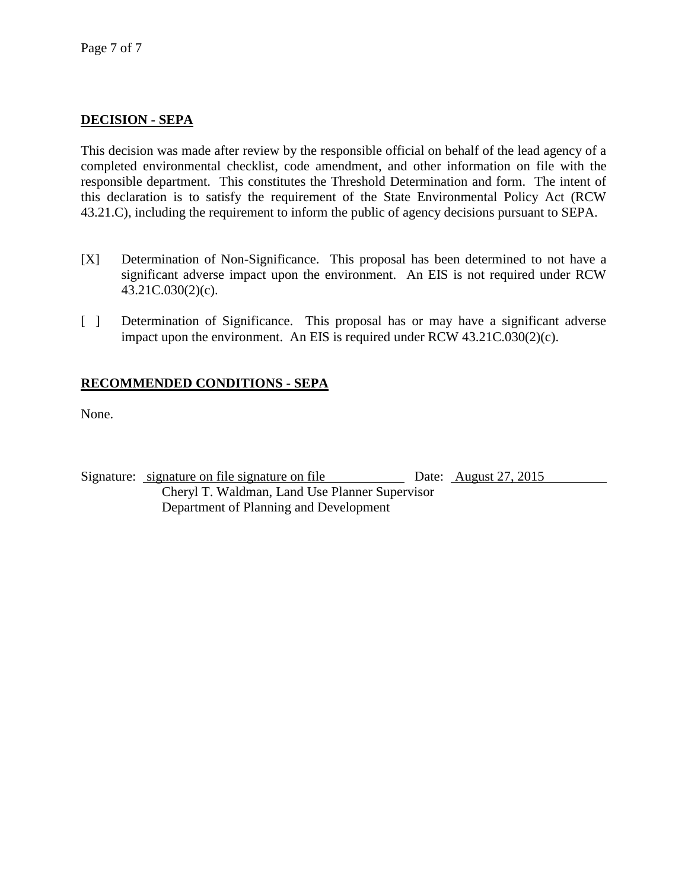## DECISION - SEPA

This decision was made after review by the responsible official on behalf of the lead agency of a completed environmental checklist, code amendment, and other information on file with the responsible department. This constitutes the Threshold Determination and form. The intent of this declaration is to satisfy the requirement of the State Environmental Policy Act (RCW 43.21.C), including the requirement to inform the public of agency decisions pursuant to SEPA.

[X] Determination of Non-Significance. This proposal has been determined to not have a significant adverse impact upon the environment. An EIS is not required under RCW 43.21C.030(2)(c).

[ ] Determination of Significance. This proposal has or may have a significant adverse impact upon the environment. An EIS is required under RCW 43.21C.030(2)(c).

## RECOMMENDED CONDITIONS - SEPA

None.

Signature: signature on file signature on file Date: August 27, 2015
Cheryl T. Waldman, Land Use Planner Supervisor
Department of Planning and Development